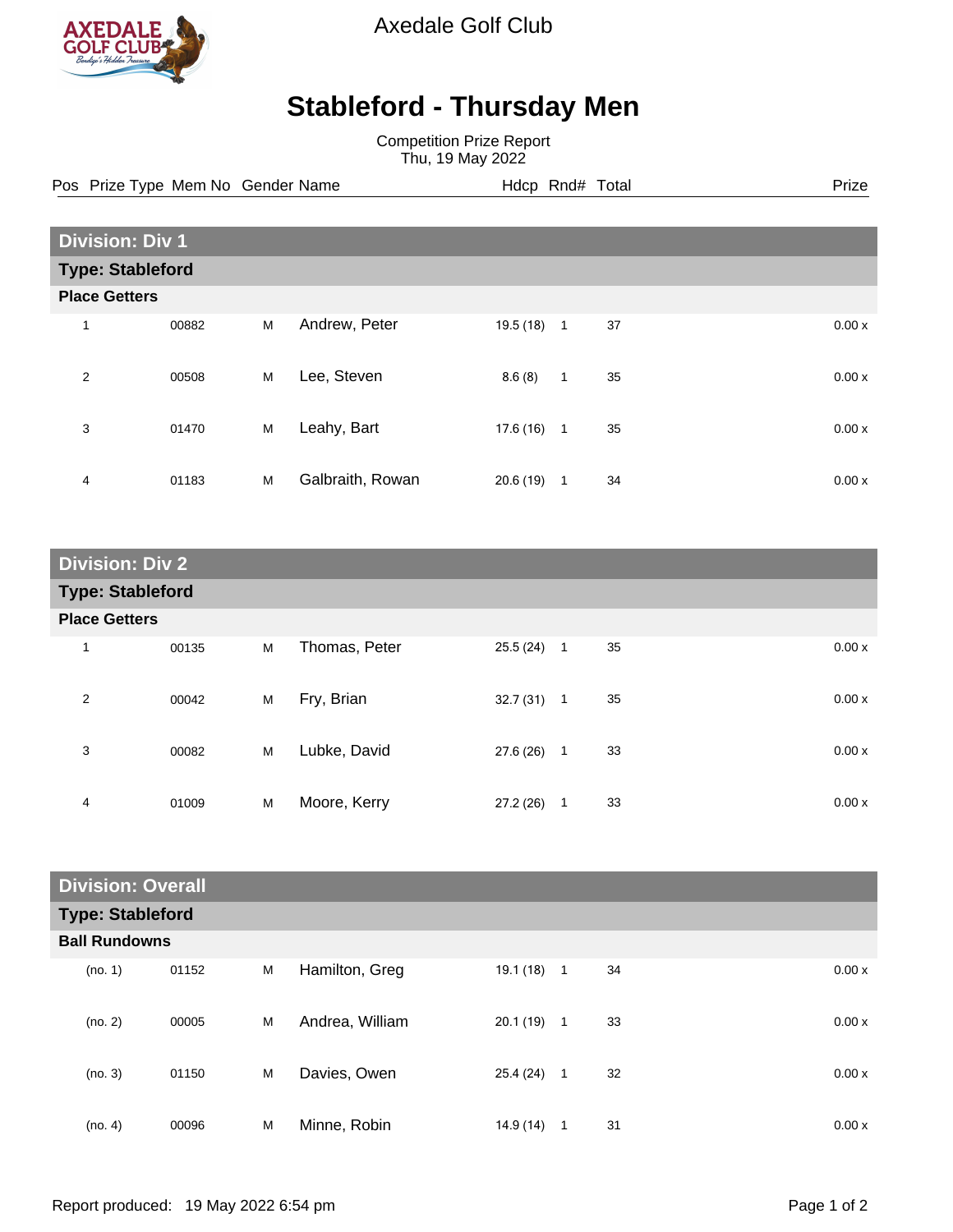Axedale Golf Club

# Stableford - Thursday Men

Competition Prize Report
Thu, 19 May 2022

## Division: Div 1

### Type: Stableford

#### Place Getters

| Pos | Prize Type | Mem No | Gender | Name | Hdcp | Rnd# | Total | Prize |
|---|---|---|---|---|---|---|---|---|
| 1 | | 00882 | M | Andrew, Peter | 19.5 (18) | 1 | 37 | 0.00 x |
| 2 | | 00508 | M | Lee, Steven | 8.6 (8) | 1 | 35 | 0.00 x |
| 3 | | 01470 | M | Leahy, Bart | 17.6 (16) | 1 | 35 | 0.00 x |
| 4 | | 01183 | M | Galbraith, Rowan | 20.6 (19) | 1 | 34 | 0.00 x |

## Division: Div 2

### Type: Stableford

#### Place Getters

| Pos | Prize Type | Mem No | Gender | Name | Hdcp | Rnd# | Total | Prize |
|---|---|---|---|---|---|---|---|---|
| 1 | | 00135 | M | Thomas, Peter | 25.5 (24) | 1 | 35 | 0.00 x |
| 2 | | 00042 | M | Fry, Brian | 32.7 (31) | 1 | 35 | 0.00 x |
| 3 | | 00082 | M | Lubke, David | 27.6 (26) | 1 | 33 | 0.00 x |
| 4 | | 01009 | M | Moore, Kerry | 27.2 (26) | 1 | 33 | 0.00 x |

## Division: Overall

### Type: Stableford

#### Ball Rundowns

| Pos | Prize Type | Mem No | Gender | Name | Hdcp | Rnd# | Total | Prize |
|---|---|---|---|---|---|---|---|---|
| (no. 1) | | 01152 | M | Hamilton, Greg | 19.1 (18) | 1 | 34 | 0.00 x |
| (no. 2) | | 00005 | M | Andrea, William | 20.1 (19) | 1 | 33 | 0.00 x |
| (no. 3) | | 01150 | M | Davies, Owen | 25.4 (24) | 1 | 32 | 0.00 x |
| (no. 4) | | 00096 | M | Minne, Robin | 14.9 (14) | 1 | 31 | 0.00 x |

Report produced: 19 May 2022 6:54 pm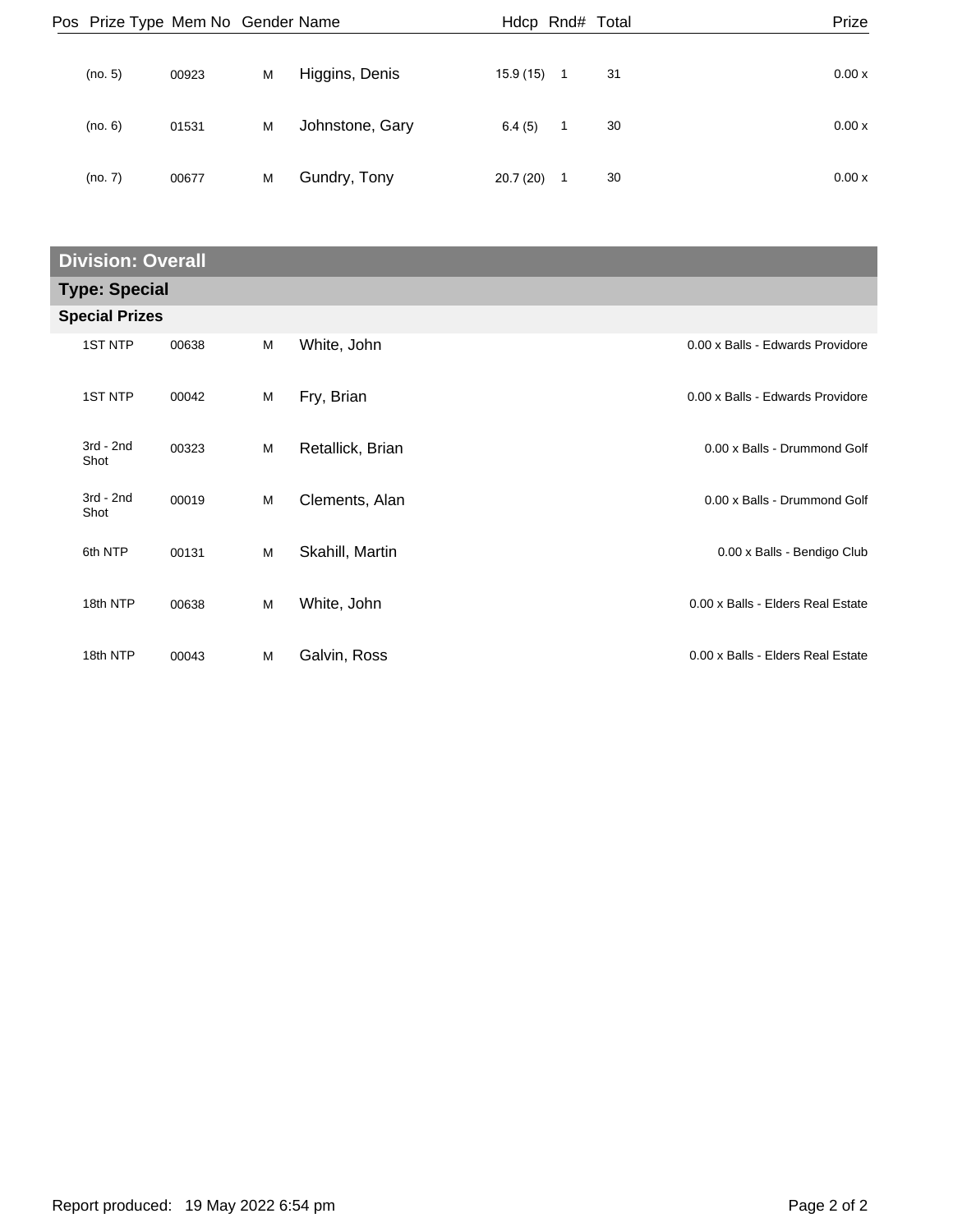| Pos | Prize Type | Mem No | Gender | Name | Hdcp | Rnd# | Total | Prize |
|---|---|---|---|---|---|---|---|---|
| | (no. 5) | 00923 | M | Higgins, Denis | 15.9 (15) | 1 | 31 | 0.00 x |
| | (no. 6) | 01531 | M | Johnstone, Gary | 6.4 (5) | 1 | 30 | 0.00 x |
| | (no. 7) | 00677 | M | Gundry, Tony | 20.7 (20) | 1 | 30 | 0.00 x |

## Division: Overall

### Type: Special

#### Special Prizes

| Prize Type | Mem No | Gender | Name | Prize |
|---|---|---|---|---|
| 1ST NTP | 00638 | M | White, John | 0.00 x Balls - Edwards Providore |
| 1ST NTP | 00042 | M | Fry, Brian | 0.00 x Balls - Edwards Providore |
| 3rd - 2nd Shot | 00323 | M | Retallick, Brian | 0.00 x Balls - Drummond Golf |
| 3rd - 2nd Shot | 00019 | M | Clements, Alan | 0.00 x Balls - Drummond Golf |
| 6th NTP | 00131 | M | Skahill, Martin | 0.00 x Balls - Bendigo Club |
| 18th NTP | 00638 | M | White, John | 0.00 x Balls - Elders Real Estate |
| 18th NTP | 00043 | M | Galvin, Ross | 0.00 x Balls - Elders Real Estate |

Report produced: 19 May 2022 6:54 pm